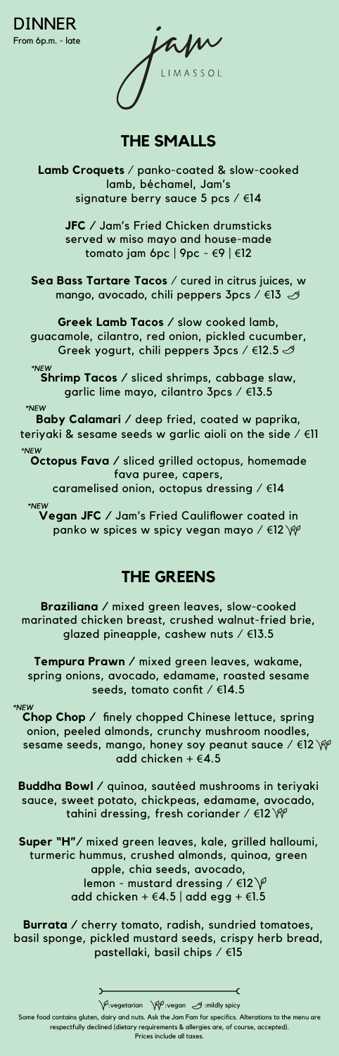DINNER
From 6p.m. - late

jam
LIMASSOL

## THE SMALLS

**Lamb Croquets** / panko-coated & slow-cooked lamb, béchamel, Jam's signature berry sauce 5 pcs / €14

**JFC** / Jam's Fried Chicken drumsticks served w miso mayo and house-made tomato jam 6pc | 9pc - €9 | €12

**Sea Bass Tartare Tacos** / cured in citrus juices, w mango, avocado, chili peppers 3pcs / €13 🌶

**Greek Lamb Tacos** / slow cooked lamb, guacamole, cilantro, red onion, pickled cucumber, Greek yogurt, chili peppers 3pcs / €12.5 🌶

*NEW
**Shrimp Tacos** / sliced shrimps, cabbage slaw, garlic lime mayo, cilantro 3pcs / €13.5

*NEW
**Baby Calamari** / deep fried, coated w paprika, teriyaki & sesame seeds w garlic aioli on the side / €11

*NEW
**Octopus Fava** / sliced grilled octopus, homemade fava puree, capers, caramelised onion, octopus dressing / €14

*NEW
**Vegan JFC** / Jam's Fried Cauliflower coated in panko w spices w spicy vegan mayo / €12 (vegan)

## THE GREENS

**Braziliana** / mixed green leaves, slow-cooked marinated chicken breast, crushed walnut-fried brie, glazed pineapple, cashew nuts / €13.5

**Tempura Prawn** / mixed green leaves, wakame, spring onions, avocado, edamame, roasted sesame seeds, tomato confit / €14.5

*NEW
**Chop Chop** / finely chopped Chinese lettuce, spring onion, peeled almonds, crunchy mushroom noodles, sesame seeds, mango, honey soy peanut sauce / €12 (vegan)
add chicken + €4.5

**Buddha Bowl** / quinoa, sautéed mushrooms in teriyaki sauce, sweet potato, chickpeas, edamame, avocado, tahini dressing, fresh coriander / €12 (vegan)

**Super "H"** / mixed green leaves, kale, grilled halloumi, turmeric hummus, crushed almonds, quinoa, green apple, chia seeds, avocado, lemon - mustard dressing / €12 (vegetarian)
add chicken + €4.5 | add egg + €1.5

**Burrata** / cherry tomato, radish, sundried tomatoes, basil sponge, pickled mustard seeds, crispy herb bread, pastellaki, basil chips / €15

(vegetarian symbol): vegetarian (vegan symbol): vegan 🌶: mildly spicy

Some food contains gluten, dairy and nuts. Ask the Jam Fam for specifics. Alterations to the menu are respectfully declined (dietary requirements & allergies are, of course, accepted). Prices include all taxes.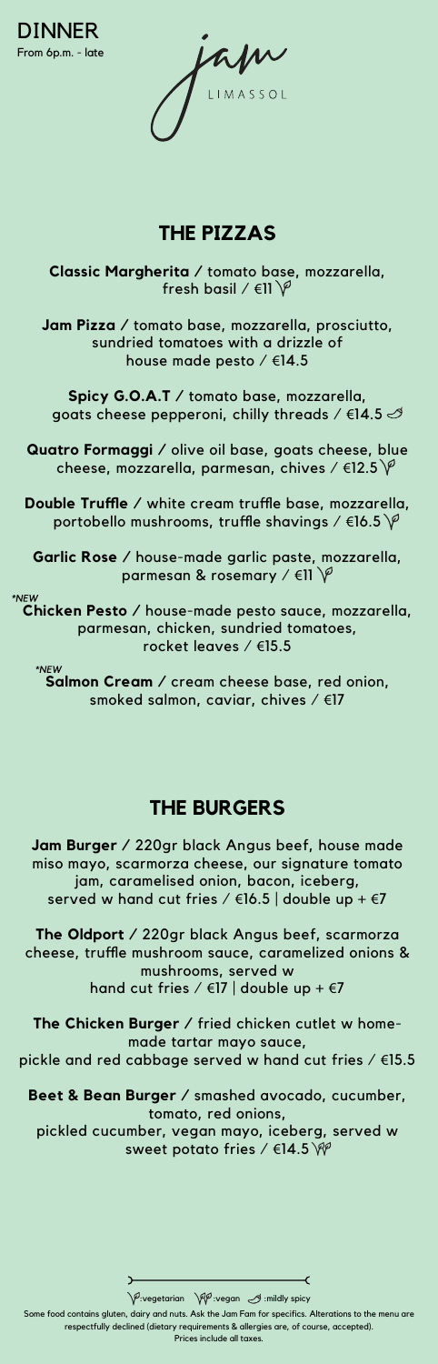**DINNER**
From 6p.m. - late

jam
LIMASSOL

## THE PIZZAS

**Classic Margherita /** tomato base, mozzarella, fresh basil / €11 (vegetarian)

**Jam Pizza /** tomato base, mozzarella, prosciutto, sundried tomatoes with a drizzle of house made pesto / €14.5

**Spicy G.O.A.T /** tomato base, mozzarella, goats cheese pepperoni, chilly threads / €14.5 (mildly spicy)

**Quatro Formaggi /** olive oil base, goats cheese, blue cheese, mozzarella, parmesan, chives / €12.5 (vegetarian)

**Double Truffle /** white cream truffle base, mozzarella, portobello mushrooms, truffle shavings / €16.5 (vegetarian)

**Garlic Rose /** house-made garlic paste, mozzarella, parmesan & rosemary / €11 (vegetarian)

*\*NEW*
**Chicken Pesto /** house-made pesto sauce, mozzarella, parmesan, chicken, sundried tomatoes, rocket leaves / €15.5

*\*NEW*
**Salmon Cream /** cream cheese base, red onion, smoked salmon, caviar, chives / €17

## THE BURGERS

**Jam Burger /** 220gr black Angus beef, house made miso mayo, scarmorza cheese, our signature tomato jam, caramelised onion, bacon, iceberg, served w hand cut fries / €16.5 | double up + €7

**The Oldport /** 220gr black Angus beef, scarmorza cheese, truffle mushroom sauce, caramelized onions & mushrooms, served w hand cut fries / €17 | double up + €7

**The Chicken Burger /** fried chicken cutlet w home-made tartar mayo sauce, pickle and red cabbage served w hand cut fries / €15.5

**Beet & Bean Burger /** smashed avocado, cucumber, tomato, red onions, pickled cucumber, vegan mayo, iceberg, served w sweet potato fries / €14.5 (vegan)

(V):vegetarian (VG):vegan (chilli):mildly spicy

Some food contains gluten, dairy and nuts. Ask the Jam Fam for specifics. Alterations to the menu are respectfully declined (dietary requirements & allergies are, of course, accepted).
Prices include all taxes.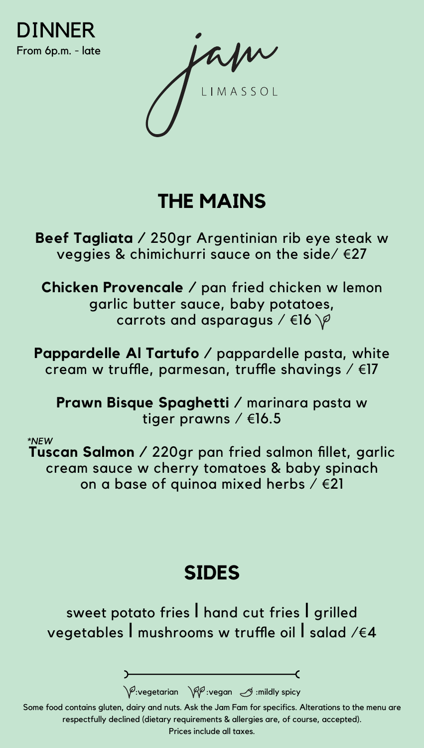DINNER
From 6p.m. - late

jam
LIMASSOL

## THE MAINS

**Beef Tagliata** / 250gr Argentinian rib eye steak w veggies & chimichurri sauce on the side/ €27

**Chicken Provencale** / pan fried chicken w lemon garlic butter sauce, baby potatoes, carrots and asparagus / €16 (vegetarian)

**Pappardelle Al Tartufo** / pappardelle pasta, white cream w truffle, parmesan, truffle shavings / €17

**Prawn Bisque Spaghetti** / marinara pasta w tiger prawns / €16.5

*\*NEW*

**Tuscan Salmon** / 220gr pan fried salmon fillet, garlic cream sauce w cherry tomatoes & baby spinach on a base of quinoa mixed herbs / €21

## SIDES

sweet potato fries | hand cut fries | grilled vegetables | mushrooms w truffle oil | salad /€4

(vegetarian icon):vegetarian (vegan icon):vegan (chili icon):mildly spicy

Some food contains gluten, dairy and nuts. Ask the Jam Fam for specifics. Alterations to the menu are respectfully declined (dietary requirements & allergies are, of course, accepted).
Prices include all taxes.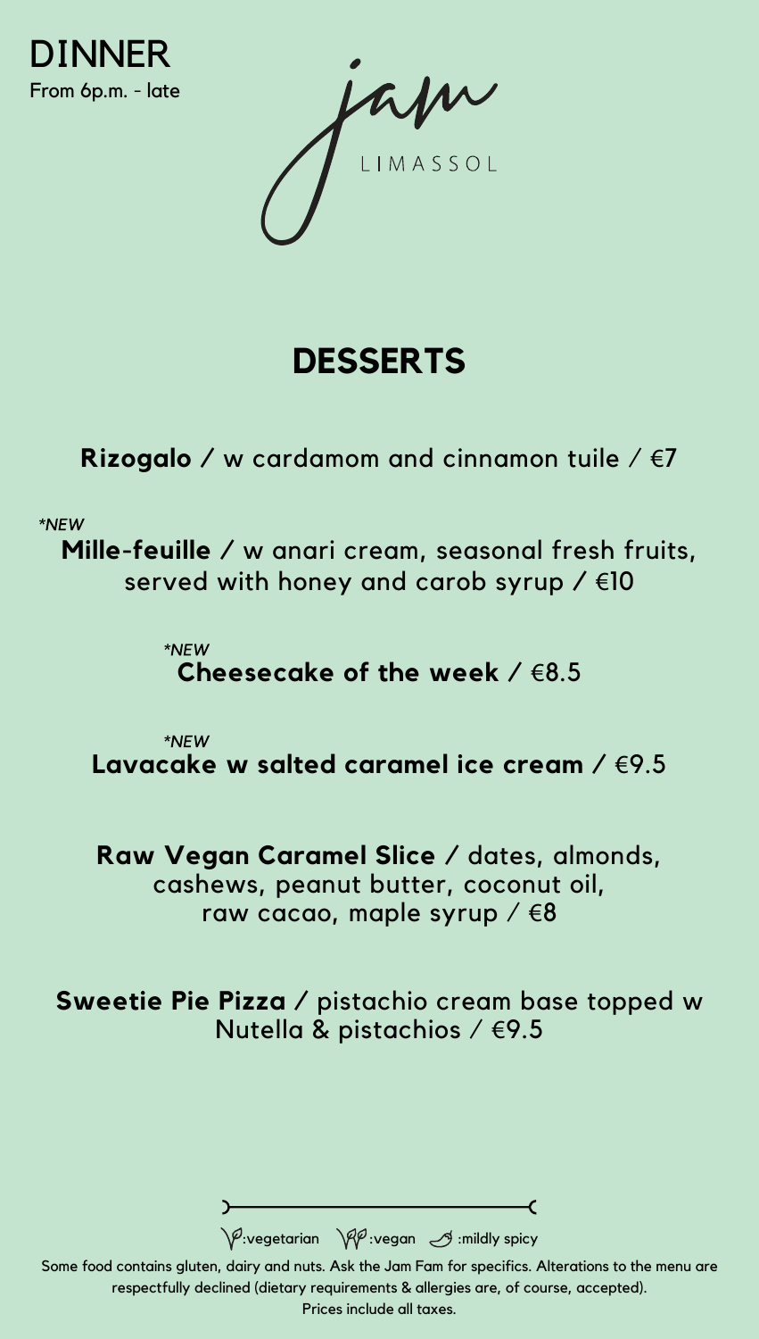DINNER
From 6p.m. - late

jam
LIMASSOL

# DESSERTS

**Rizogalo** / w cardamom and cinnamon tuile / €7

*\*NEW*
**Mille-feuille** / w anari cream, seasonal fresh fruits, served with honey and carob syrup / €10

*\*NEW*
**Cheesecake of the week** / €8.5

*\*NEW*
**Lavacake w salted caramel ice cream** / €9.5

**Raw Vegan Caramel Slice** / dates, almonds, cashews, peanut butter, coconut oil, raw cacao, maple syrup / €8

**Sweetie Pie Pizza** / pistachio cream base topped w Nutella & pistachios / €9.5

:vegetarian :vegan :mildly spicy

Some food contains gluten, dairy and nuts. Ask the Jam Fam for specifics. Alterations to the menu are respectfully declined (dietary requirements & allergies are, of course, accepted).
Prices include all taxes.